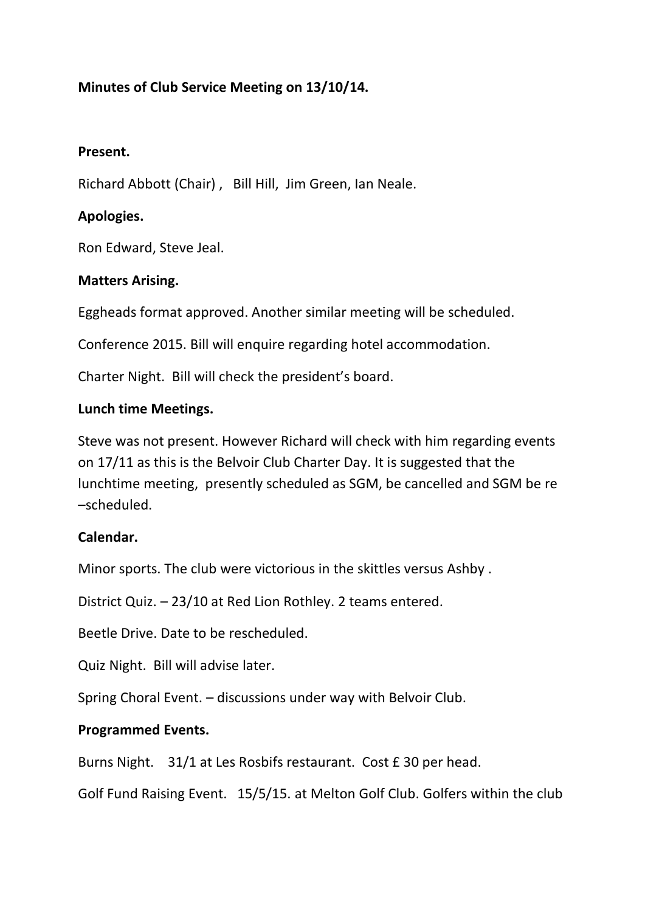**Minutes of Club Service Meeting on 13/10/14.**

**Present.**

Richard Abbott (Chair) , Bill Hill, Jim Green, Ian Neale.

**Apologies.**

Ron Edward, Steve Jeal.

**Matters Arising.**

Eggheads format approved. Another similar meeting will be scheduled.

Conference 2015. Bill will enquire regarding hotel accommodation.

Charter Night. Bill will check the president's board.

**Lunch time Meetings.**

Steve was not present. However Richard will check with him regarding events on 17/11 as this is the Belvoir Club Charter Day. It is suggested that the lunchtime meeting, presently scheduled as SGM, be cancelled and SGM be re –scheduled.

**Calendar.**

Minor sports. The club were victorious in the skittles versus Ashby .

District Quiz. – 23/10 at Red Lion Rothley. 2 teams entered.

Beetle Drive. Date to be rescheduled.

Quiz Night. Bill will advise later.

Spring Choral Event. – discussions under way with Belvoir Club.

**Programmed Events.**

Burns Night. 31/1 at Les Rosbifs restaurant. Cost £ 30 per head.

Golf Fund Raising Event. 15/5/15. at Melton Golf Club. Golfers within the club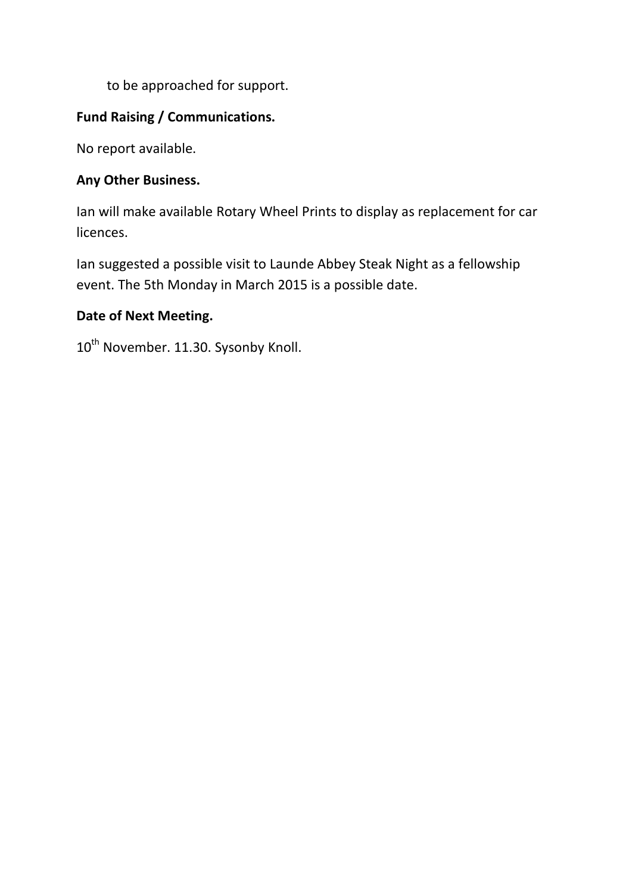to be approached for support.

**Fund Raising / Communications.**

No report available.

**Any Other Business.**

Ian will make available Rotary Wheel Prints to display as replacement for car licences.

Ian suggested a possible visit to Launde Abbey Steak Night as a fellowship event. The 5th Monday in March 2015 is a possible date.

**Date of Next Meeting.**

10th November. 11.30. Sysonby Knoll.